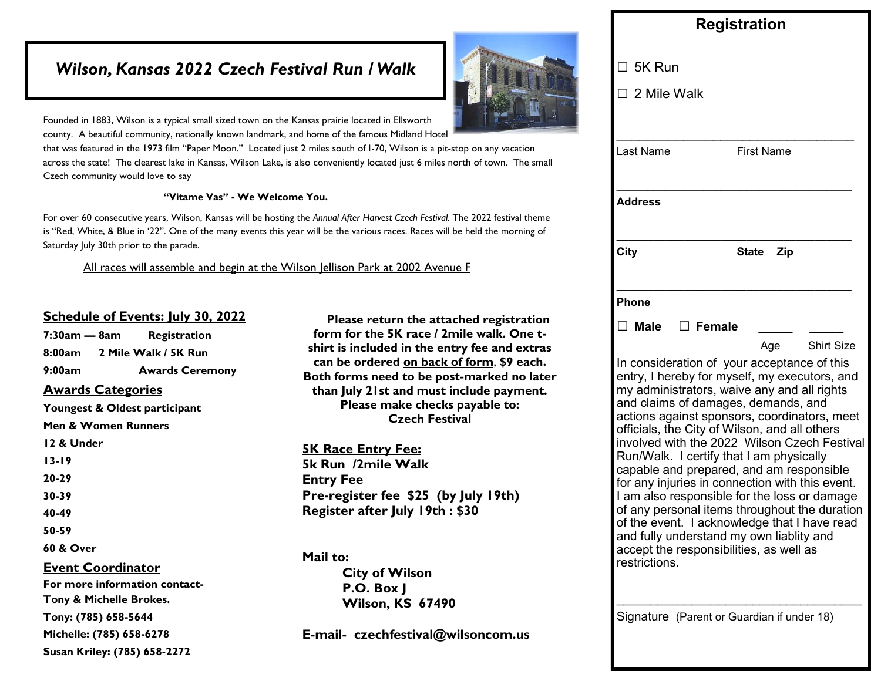# *Wilson, Kansas 2022 Czech Festival Run / Walk*

Founded in 1883, Wilson is a typical small sized town on the Kansas prairie located in Ellsworth county. A beautiful community, nationally known landmark, and home of the famous Midland Hotel that was featured in the 1973 film "Paper Moon." Located just 2 miles south of I-70, Wilson is a pit-stop on any vacation across the state! The clearest lake in Kansas, Wilson Lake, is also conveniently located just 6 miles north of town. The small Czech community would love to say

**"Vitame Vas" - We Welcome You.**

For over 60 consecutive years, Wilson, Kansas will be hosting the *Annual After Harvest Czech Festival.* The 2022 festival theme is "Red, White, & Blue in '22". One of the many events this year will be the various races. Races will be held the morning of Saturday July 30th prior to the parade.

<u>All races will assemble and begin at the Wilson Jellison Park at 2002 Avenue F</u>

## Schedule of Events: July 30, 2022

**7:30am — 8am** **Registration**

**8:00am** **2 Mile Walk / 5K Run**

**9:00am** **Awards Ceremony**

## Awards Categories

**Youngest & Oldest participant**

**Men & Women Runners**

**12 & Under**

**13-19**

**20-29**

**30-39**

**40-49**

**50-59**

**60 & Over**

## Event Coordinator

**For more information contact-**

**Tony & Michelle Brokes.**

**Tony: (785) 658-5644**

**Michelle: (785) 658-6278**

**Susan Kriley: (785) 658-2272**

**Please return the attached registration form for the 5K race / 2mile walk. One t-shirt is included in the entry fee and extras can be ordered <u>on back of form</u>, $9 each. Both forms need to be post-marked no later than July 21st and must include payment. Please make checks payable to: Czech Festival**

## 5K Race Entry Fee:

**5k Run /2mile Walk**

**Entry Fee**

**Pre-register fee $25 (by July 19th)**

**Register after July 19th : $30**

**Mail to:**

**City of Wilson**
**P.O. Box J**
**Wilson, KS 67490**

**E-mail- czechfestival@wilsoncom.us**

## Registration

☐ 5K Run

☐ 2 Mile Walk

_______________________________________
Last Name First Name

_______________________________________
**Address**

_______________________________________
**City** **State Zip**

_______________________________________
**Phone**

☐ **Male** ☐ **Female** _____ _____
Age Shirt Size

In consideration of your acceptance of this entry, I hereby for myself, my executors, and my administrators, waive any and all rights and claims of damages, demands, and actions against sponsors, coordinators, meet officials, the City of Wilson, and all others involved with the 2022 Wilson Czech Festival Run/Walk. I certify that I am physically capable and prepared, and am responsible for any injuries in connection with this event. I am also responsible for the loss or damage of any personal items throughout the duration of the event. I acknowledge that I have read and fully understand my own liablity and accept the responsibilities, as well as restrictions.

_______________________________________
Signature (Parent or Guardian if under 18)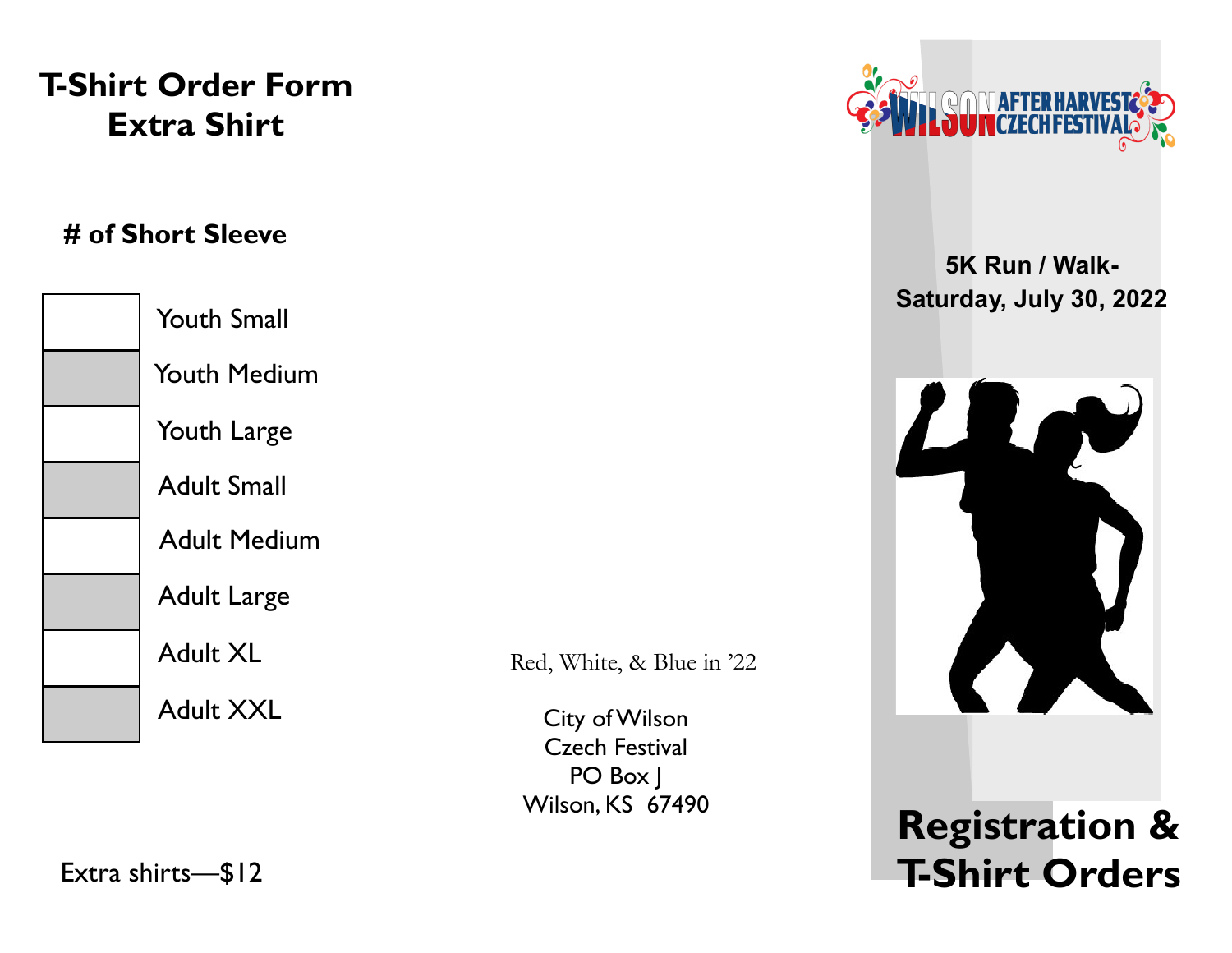# T-Shirt Order Form
## Extra Shirt

**# of Short Sleeve**

| | |
|---|---|
| | Youth Small |
| | Youth Medium |
| | Youth Large |
| | Adult Small |
| | Adult Medium |
| | Adult Large |
| | Adult XL |
| | Adult XXL |

Extra shirts—$12

Red, White, & Blue in ’22

City of Wilson
Czech Festival
PO Box J
Wilson, KS 67490

WILSON AFTER HARVEST CZECH FESTIVAL

**5K Run / Walk-**
**Saturday, July 30, 2022**

# Registration & T-Shirt Orders